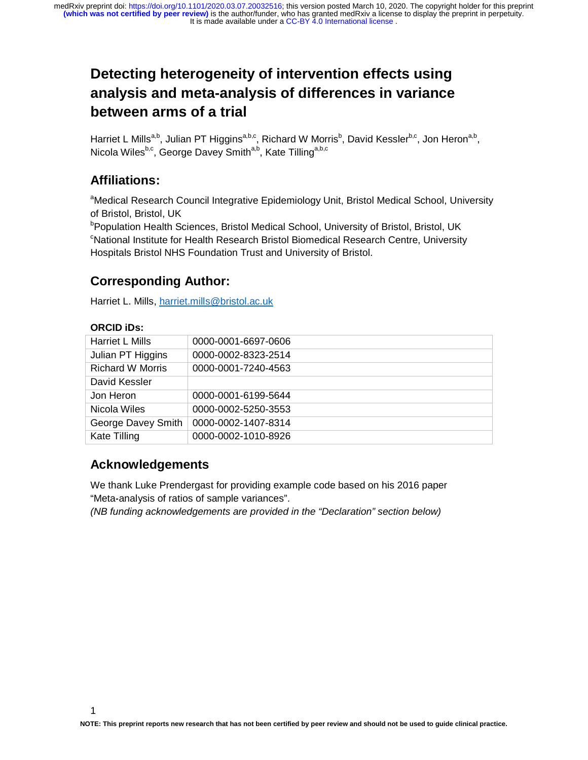# Detecting heterogeneity of intervention effects using analysis and meta-analysis of differences in variance between arms of a trial

Harriet L Mills[a,b], Julian PT Higgins[a,b,c], Richard W Morris[b], David Kessler[b,c], Jon Heron[a,b], Nicola Wiles[b,c], George Davey Smith[a,b], Kate Tilling[a,b,c]

## Affiliations:

[a]Medical Research Council Integrative Epidemiology Unit, Bristol Medical School, University of Bristol, Bristol, UK
[b]Population Health Sciences, Bristol Medical School, University of Bristol, Bristol, UK
[c]National Institute for Health Research Bristol Biomedical Research Centre, University Hospitals Bristol NHS Foundation Trust and University of Bristol.

## Corresponding Author:

Harriet L. Mills, harriet.mills@bristol.ac.uk

**ORCID iDs:**

| | |
|---|---|
| Harriet L Mills | 0000-0001-6697-0606 |
| Julian PT Higgins | 0000-0002-8323-2514 |
| Richard W Morris | 0000-0001-7240-4563 |
| David Kessler | |
| Jon Heron | 0000-0001-6199-5644 |
| Nicola Wiles | 0000-0002-5250-3553 |
| George Davey Smith | 0000-0002-1407-8314 |
| Kate Tilling | 0000-0002-1010-8926 |

## Acknowledgements

We thank Luke Prendergast for providing example code based on his 2016 paper "Meta-analysis of ratios of sample variances".
*(NB funding acknowledgements are provided in the "Declaration" section below)*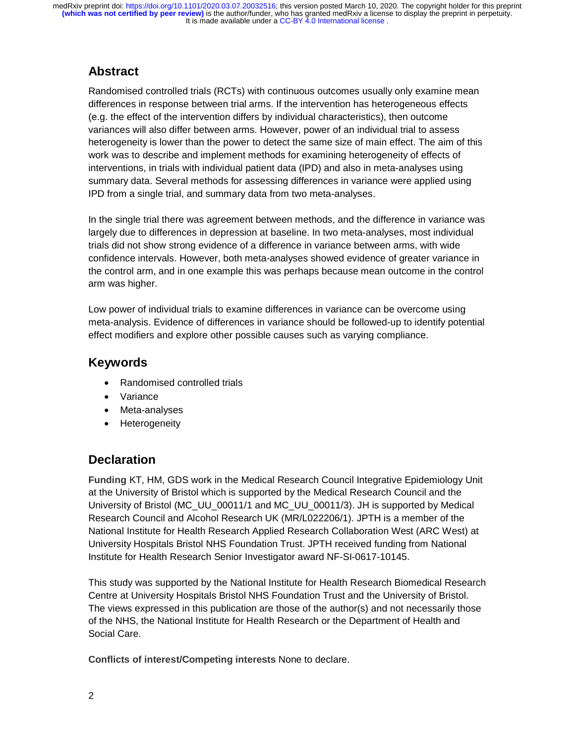## Abstract

Randomised controlled trials (RCTs) with continuous outcomes usually only examine mean differences in response between trial arms. If the intervention has heterogeneous effects (e.g. the effect of the intervention differs by individual characteristics), then outcome variances will also differ between arms. However, power of an individual trial to assess heterogeneity is lower than the power to detect the same size of main effect. The aim of this work was to describe and implement methods for examining heterogeneity of effects of interventions, in trials with individual patient data (IPD) and also in meta-analyses using summary data. Several methods for assessing differences in variance were applied using IPD from a single trial, and summary data from two meta-analyses.

In the single trial there was agreement between methods, and the difference in variance was largely due to differences in depression at baseline. In two meta-analyses, most individual trials did not show strong evidence of a difference in variance between arms, with wide confidence intervals. However, both meta-analyses showed evidence of greater variance in the control arm, and in one example this was perhaps because mean outcome in the control arm was higher.

Low power of individual trials to examine differences in variance can be overcome using meta-analysis. Evidence of differences in variance should be followed-up to identify potential effect modifiers and explore other possible causes such as varying compliance.

## Keywords

- Randomised controlled trials
- Variance
- Meta-analyses
- Heterogeneity

## Declaration

**Funding** KT, HM, GDS work in the Medical Research Council Integrative Epidemiology Unit at the University of Bristol which is supported by the Medical Research Council and the University of Bristol (MC_UU_00011/1 and MC_UU_00011/3). JH is supported by Medical Research Council and Alcohol Research UK (MR/L022206/1). JPTH is a member of the National Institute for Health Research Applied Research Collaboration West (ARC West) at University Hospitals Bristol NHS Foundation Trust. JPTH received funding from National Institute for Health Research Senior Investigator award NF-SI-0617-10145.

This study was supported by the National Institute for Health Research Biomedical Research Centre at University Hospitals Bristol NHS Foundation Trust and the University of Bristol. The views expressed in this publication are those of the author(s) and not necessarily those of the NHS, the National Institute for Health Research or the Department of Health and Social Care.

**Conflicts of interest/Competing interests** None to declare.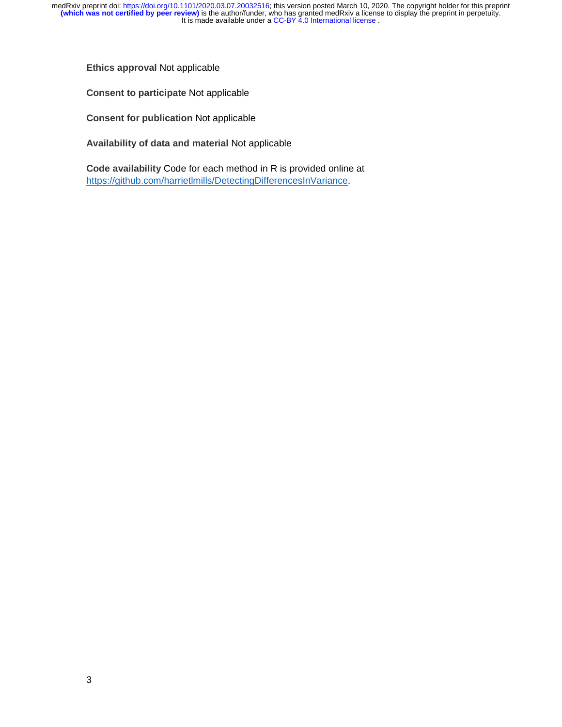**Ethics approval** Not applicable

**Consent to participate** Not applicable

**Consent for publication** Not applicable

**Availability of data and material** Not applicable

**Code availability** Code for each method in R is provided online at https://github.com/harrietlmills/DetectingDifferencesInVariance.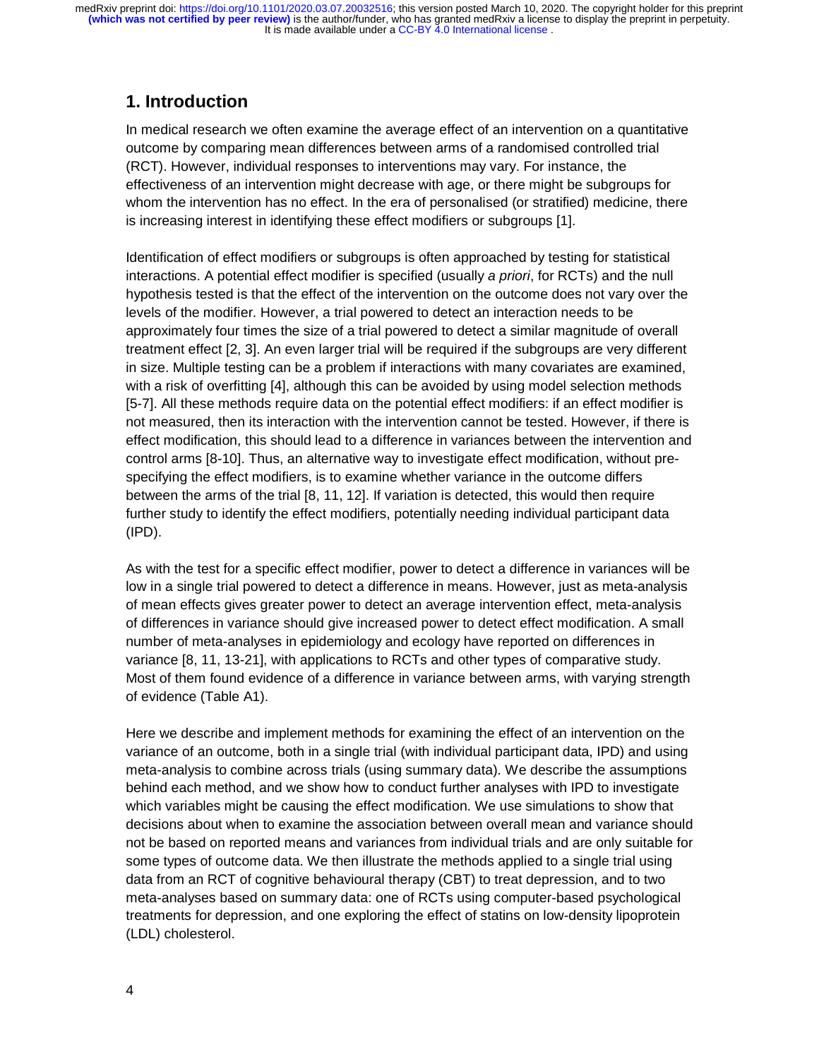## 1. Introduction

In medical research we often examine the average effect of an intervention on a quantitative outcome by comparing mean differences between arms of a randomised controlled trial (RCT). However, individual responses to interventions may vary. For instance, the effectiveness of an intervention might decrease with age, or there might be subgroups for whom the intervention has no effect. In the era of personalised (or stratified) medicine, there is increasing interest in identifying these effect modifiers or subgroups [1].

Identification of effect modifiers or subgroups is often approached by testing for statistical interactions. A potential effect modifier is specified (usually *a priori*, for RCTs) and the null hypothesis tested is that the effect of the intervention on the outcome does not vary over the levels of the modifier. However, a trial powered to detect an interaction needs to be approximately four times the size of a trial powered to detect a similar magnitude of overall treatment effect [2, 3]. An even larger trial will be required if the subgroups are very different in size. Multiple testing can be a problem if interactions with many covariates are examined, with a risk of overfitting [4], although this can be avoided by using model selection methods [5-7]. All these methods require data on the potential effect modifiers: if an effect modifier is not measured, then its interaction with the intervention cannot be tested. However, if there is effect modification, this should lead to a difference in variances between the intervention and control arms [8-10]. Thus, an alternative way to investigate effect modification, without pre-specifying the effect modifiers, is to examine whether variance in the outcome differs between the arms of the trial [8, 11, 12]. If variation is detected, this would then require further study to identify the effect modifiers, potentially needing individual participant data (IPD).

As with the test for a specific effect modifier, power to detect a difference in variances will be low in a single trial powered to detect a difference in means. However, just as meta-analysis of mean effects gives greater power to detect an average intervention effect, meta-analysis of differences in variance should give increased power to detect effect modification. A small number of meta-analyses in epidemiology and ecology have reported on differences in variance [8, 11, 13-21], with applications to RCTs and other types of comparative study. Most of them found evidence of a difference in variance between arms, with varying strength of evidence (Table A1).

Here we describe and implement methods for examining the effect of an intervention on the variance of an outcome, both in a single trial (with individual participant data, IPD) and using meta-analysis to combine across trials (using summary data). We describe the assumptions behind each method, and we show how to conduct further analyses with IPD to investigate which variables might be causing the effect modification. We use simulations to show that decisions about when to examine the association between overall mean and variance should not be based on reported means and variances from individual trials and are only suitable for some types of outcome data. We then illustrate the methods applied to a single trial using data from an RCT of cognitive behavioural therapy (CBT) to treat depression, and to two meta-analyses based on summary data: one of RCTs using computer-based psychological treatments for depression, and one exploring the effect of statins on low-density lipoprotein (LDL) cholesterol.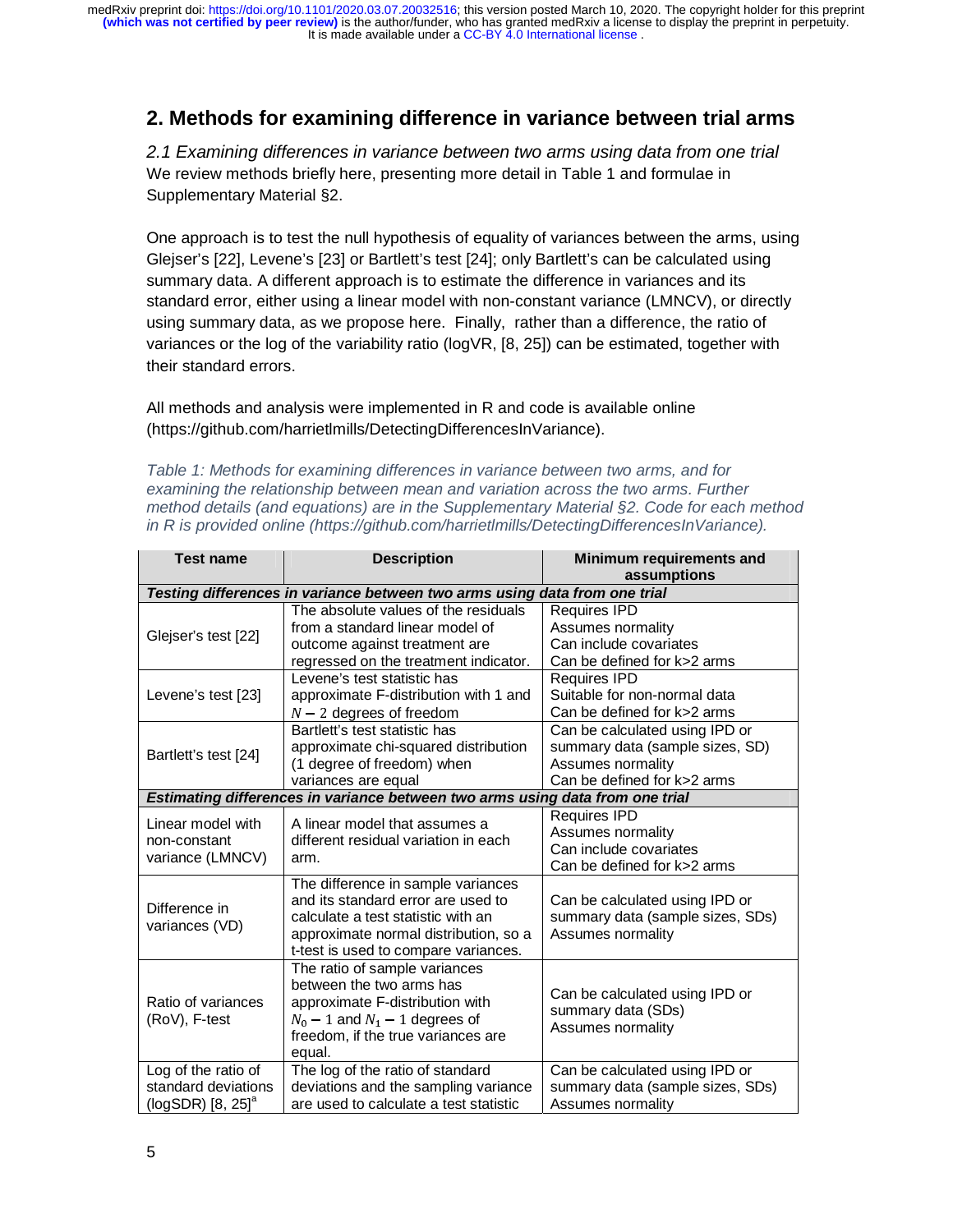## 2. Methods for examining difference in variance between trial arms

*2.1 Examining differences in variance between two arms using data from one trial*

We review methods briefly here, presenting more detail in Table 1 and formulae in Supplementary Material §2.

One approach is to test the null hypothesis of equality of variances between the arms, using Glejser's [22], Levene's [23] or Bartlett's test [24]; only Bartlett's can be calculated using summary data. A different approach is to estimate the difference in variances and its standard error, either using a linear model with non-constant variance (LMNCV), or directly using summary data, as we propose here. Finally, rather than a difference, the ratio of variances or the log of the variability ratio (logVR, [8, 25]) can be estimated, together with their standard errors.

All methods and analysis were implemented in R and code is available online (https://github.com/harrietlmills/DetectingDifferencesInVariance).

*Table 1: Methods for examining differences in variance between two arms, and for examining the relationship between mean and variation across the two arms. Further method details (and equations) are in the Supplementary Material §2. Code for each method in R is provided online (https://github.com/harrietlmills/DetectingDifferencesInVariance).*

| Test name | Description | Minimum requirements and assumptions |
|---|---|---|
| ***Testing differences in variance between two arms using data from one trial*** | | |
| Glejser's test [22] | The absolute values of the residuals from a standard linear model of outcome against treatment are regressed on the treatment indicator. | Requires IPD<br>Assumes normality<br>Can include covariates<br>Can be defined for k>2 arms |
| Levene's test [23] | Levene's test statistic has approximate F-distribution with 1 and $N-2$ degrees of freedom | Requires IPD<br>Suitable for non-normal data<br>Can be defined for k>2 arms |
| Bartlett's test [24] | Bartlett's test statistic has approximate chi-squared distribution (1 degree of freedom) when variances are equal | Can be calculated using IPD or summary data (sample sizes, SD)<br>Assumes normality<br>Can be defined for k>2 arms |
| ***Estimating differences in variance between two arms using data from one trial*** | | |
| Linear model with non-constant variance (LMNCV) | A linear model that assumes a different residual variation in each arm. | Requires IPD<br>Assumes normality<br>Can include covariates<br>Can be defined for k>2 arms |
| Difference in variances (VD) | The difference in sample variances and its standard error are used to calculate a test statistic with an approximate normal distribution, so a t-test is used to compare variances. | Can be calculated using IPD or summary data (sample sizes, SDs)<br>Assumes normality |
| Ratio of variances (RoV), F-test | The ratio of sample variances between the two arms has approximate F-distribution with $N_0-1$ and $N_1-1$ degrees of freedom, if the true variances are equal. | Can be calculated using IPD or summary data (SDs)<br>Assumes normality |
| Log of the ratio of standard deviations (logSDR) [8, 25][a] | The log of the ratio of standard deviations and the sampling variance are used to calculate a test statistic | Can be calculated using IPD or summary data (sample sizes, SDs)<br>Assumes normality |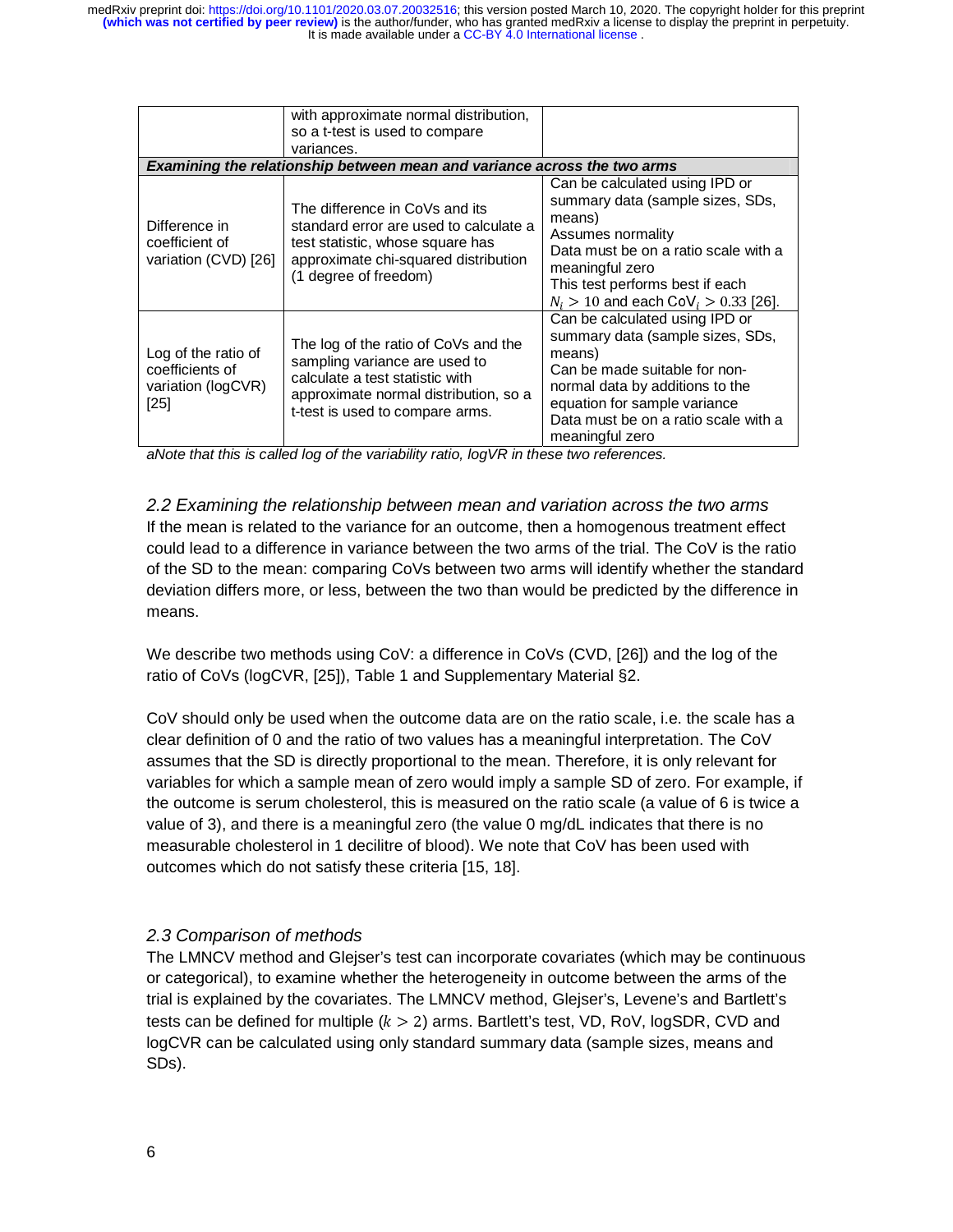| | | |
|---|---|---|
| | with approximate normal distribution, so a t-test is used to compare variances. | |
| ***Examining the relationship between mean and variance across the two arms*** | | |
| Difference in coefficient of variation (CVD) [26] | The difference in CoVs and its standard error are used to calculate a test statistic, whose square has approximate chi-squared distribution (1 degree of freedom) | Can be calculated using IPD or summary data (sample sizes, SDs, means)<br>Assumes normality<br>Data must be on a ratio scale with a meaningful zero<br>This test performs best if each $N_i > 10$ and each $\text{CoV}_i > 0.33$ [26]. |
| Log of the ratio of coefficients of variation (logCVR) [25] | The log of the ratio of CoVs and the sampling variance are used to calculate a test statistic with approximate normal distribution, so a t-test is used to compare arms. | Can be calculated using IPD or summary data (sample sizes, SDs, means)<br>Can be made suitable for non-normal data by additions to the equation for sample variance<br>Data must be on a ratio scale with a meaningful zero |

*aNote that this is called log of the variability ratio, logVR in these two references.*

### *2.2 Examining the relationship between mean and variation across the two arms*

If the mean is related to the variance for an outcome, then a homogenous treatment effect could lead to a difference in variance between the two arms of the trial. The CoV is the ratio of the SD to the mean: comparing CoVs between two arms will identify whether the standard deviation differs more, or less, between the two than would be predicted by the difference in means.

We describe two methods using CoV: a difference in CoVs (CVD, [26]) and the log of the ratio of CoVs (logCVR, [25]), Table 1 and Supplementary Material §2.

CoV should only be used when the outcome data are on the ratio scale, i.e. the scale has a clear definition of 0 and the ratio of two values has a meaningful interpretation. The CoV assumes that the SD is directly proportional to the mean. Therefore, it is only relevant for variables for which a sample mean of zero would imply a sample SD of zero. For example, if the outcome is serum cholesterol, this is measured on the ratio scale (a value of 6 is twice a value of 3), and there is a meaningful zero (the value 0 mg/dL indicates that there is no measurable cholesterol in 1 decilitre of blood). We note that CoV has been used with outcomes which do not satisfy these criteria [15, 18].

### *2.3 Comparison of methods*

The LMNCV method and Glejser's test can incorporate covariates (which may be continuous or categorical), to examine whether the heterogeneity in outcome between the arms of the trial is explained by the covariates. The LMNCV method, Glejser's, Levene's and Bartlett's tests can be defined for multiple ($k > 2$) arms. Bartlett's test, VD, RoV, logSDR, CVD and logCVR can be calculated using only standard summary data (sample sizes, means and SDs).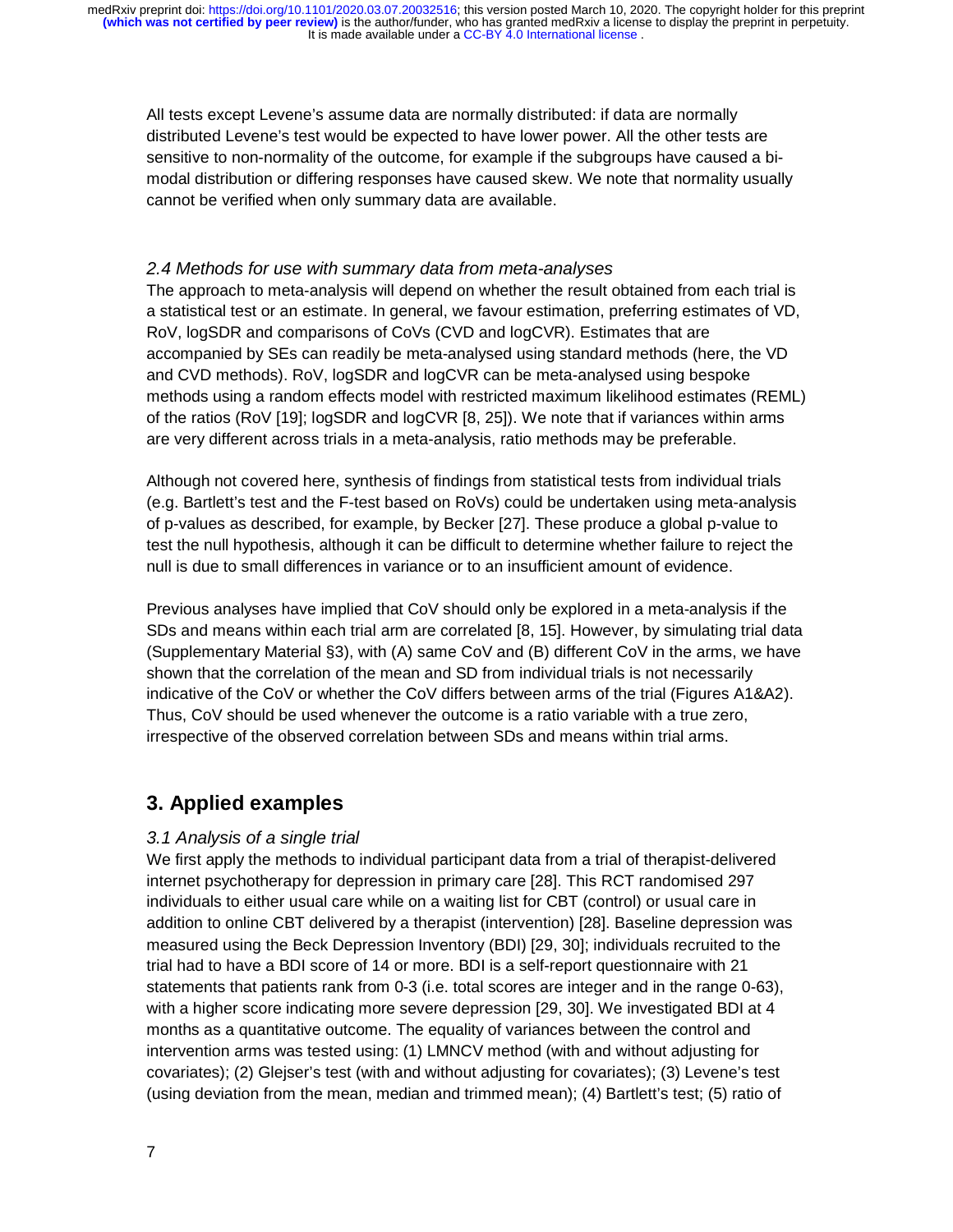All tests except Levene's assume data are normally distributed: if data are normally distributed Levene's test would be expected to have lower power. All the other tests are sensitive to non-normality of the outcome, for example if the subgroups have caused a bi-modal distribution or differing responses have caused skew. We note that normality usually cannot be verified when only summary data are available.

### *2.4 Methods for use with summary data from meta-analyses*

The approach to meta-analysis will depend on whether the result obtained from each trial is a statistical test or an estimate. In general, we favour estimation, preferring estimates of VD, RoV, logSDR and comparisons of CoVs (CVD and logCVR). Estimates that are accompanied by SEs can readily be meta-analysed using standard methods (here, the VD and CVD methods). RoV, logSDR and logCVR can be meta-analysed using bespoke methods using a random effects model with restricted maximum likelihood estimates (REML) of the ratios (RoV [19]; logSDR and logCVR [8, 25]). We note that if variances within arms are very different across trials in a meta-analysis, ratio methods may be preferable.

Although not covered here, synthesis of findings from statistical tests from individual trials (e.g. Bartlett's test and the F-test based on RoVs) could be undertaken using meta-analysis of p-values as described, for example, by Becker [27]. These produce a global p-value to test the null hypothesis, although it can be difficult to determine whether failure to reject the null is due to small differences in variance or to an insufficient amount of evidence.

Previous analyses have implied that CoV should only be explored in a meta-analysis if the SDs and means within each trial arm are correlated [8, 15]. However, by simulating trial data (Supplementary Material §3), with (A) same CoV and (B) different CoV in the arms, we have shown that the correlation of the mean and SD from individual trials is not necessarily indicative of the CoV or whether the CoV differs between arms of the trial (Figures A1&A2). Thus, CoV should be used whenever the outcome is a ratio variable with a true zero, irrespective of the observed correlation between SDs and means within trial arms.

## 3. Applied examples

### *3.1 Analysis of a single trial*

We first apply the methods to individual participant data from a trial of therapist-delivered internet psychotherapy for depression in primary care [28]. This RCT randomised 297 individuals to either usual care while on a waiting list for CBT (control) or usual care in addition to online CBT delivered by a therapist (intervention) [28]. Baseline depression was measured using the Beck Depression Inventory (BDI) [29, 30]; individuals recruited to the trial had to have a BDI score of 14 or more. BDI is a self-report questionnaire with 21 statements that patients rank from 0-3 (i.e. total scores are integer and in the range 0-63), with a higher score indicating more severe depression [29, 30]. We investigated BDI at 4 months as a quantitative outcome. The equality of variances between the control and intervention arms was tested using: (1) LMNCV method (with and without adjusting for covariates); (2) Glejser's test (with and without adjusting for covariates); (3) Levene's test (using deviation from the mean, median and trimmed mean); (4) Bartlett's test; (5) ratio of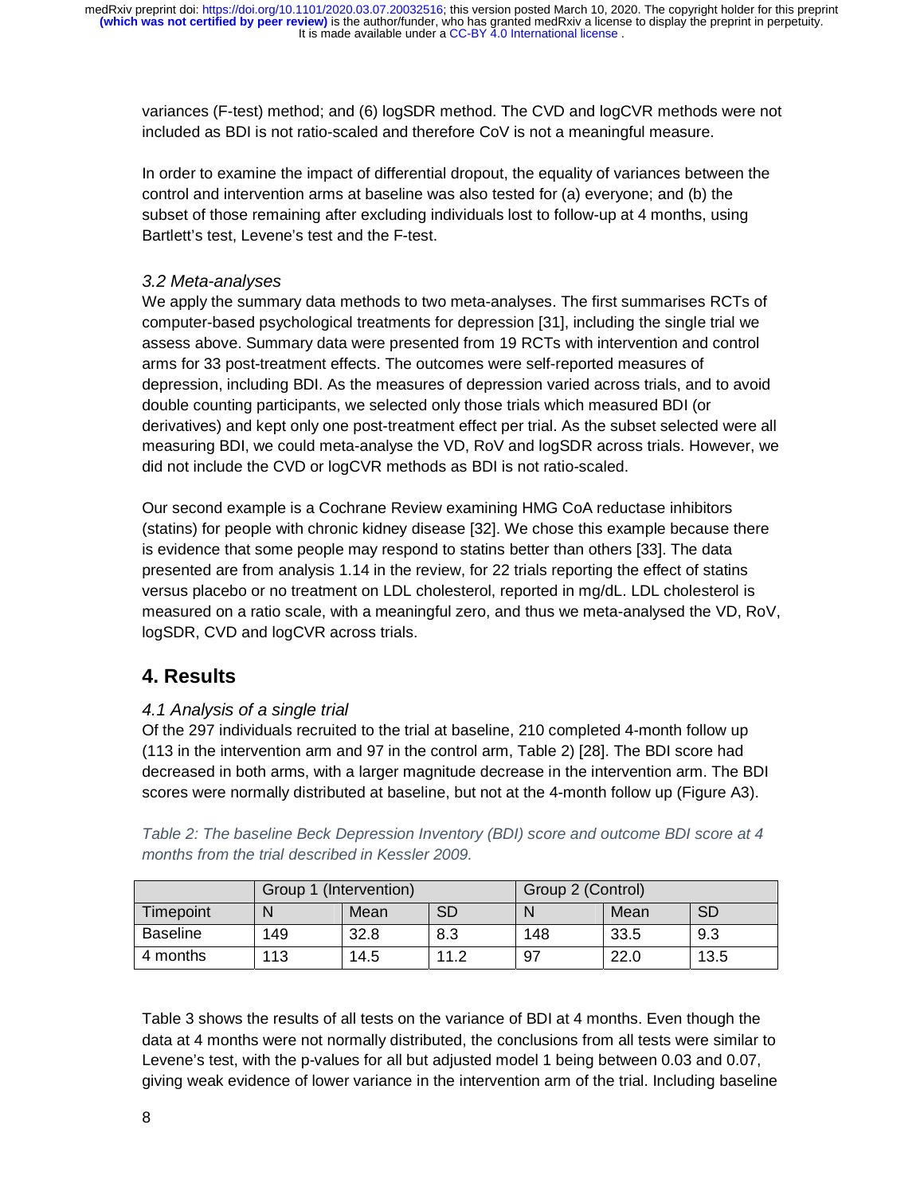variances (F-test) method; and (6) logSDR method. The CVD and logCVR methods were not included as BDI is not ratio-scaled and therefore CoV is not a meaningful measure.

In order to examine the impact of differential dropout, the equality of variances between the control and intervention arms at baseline was also tested for (a) everyone; and (b) the subset of those remaining after excluding individuals lost to follow-up at 4 months, using Bartlett's test, Levene's test and the F-test.

### *3.2 Meta-analyses*

We apply the summary data methods to two meta-analyses. The first summarises RCTs of computer-based psychological treatments for depression [31], including the single trial we assess above. Summary data were presented from 19 RCTs with intervention and control arms for 33 post-treatment effects. The outcomes were self-reported measures of depression, including BDI. As the measures of depression varied across trials, and to avoid double counting participants, we selected only those trials which measured BDI (or derivatives) and kept only one post-treatment effect per trial. As the subset selected were all measuring BDI, we could meta-analyse the VD, RoV and logSDR across trials. However, we did not include the CVD or logCVR methods as BDI is not ratio-scaled.

Our second example is a Cochrane Review examining HMG CoA reductase inhibitors (statins) for people with chronic kidney disease [32]. We chose this example because there is evidence that some people may respond to statins better than others [33]. The data presented are from analysis 1.14 in the review, for 22 trials reporting the effect of statins versus placebo or no treatment on LDL cholesterol, reported in mg/dL. LDL cholesterol is measured on a ratio scale, with a meaningful zero, and thus we meta-analysed the VD, RoV, logSDR, CVD and logCVR across trials.

## 4. Results

### *4.1 Analysis of a single trial*

Of the 297 individuals recruited to the trial at baseline, 210 completed 4-month follow up (113 in the intervention arm and 97 in the control arm, Table 2) [28]. The BDI score had decreased in both arms, with a larger magnitude decrease in the intervention arm. The BDI scores were normally distributed at baseline, but not at the 4-month follow up (Figure A3).

*Table 2: The baseline Beck Depression Inventory (BDI) score and outcome BDI score at 4 months from the trial described in Kessler 2009.*

| | Group 1 (Intervention) | | | Group 2 (Control) | | |
|---|---|---|---|---|---|---|
| Timepoint | N | Mean | SD | N | Mean | SD |
| Baseline | 149 | 32.8 | 8.3 | 148 | 33.5 | 9.3 |
| 4 months | 113 | 14.5 | 11.2 | 97 | 22.0 | 13.5 |

Table 3 shows the results of all tests on the variance of BDI at 4 months. Even though the data at 4 months were not normally distributed, the conclusions from all tests were similar to Levene's test, with the p-values for all but adjusted model 1 being between 0.03 and 0.07, giving weak evidence of lower variance in the intervention arm of the trial. Including baseline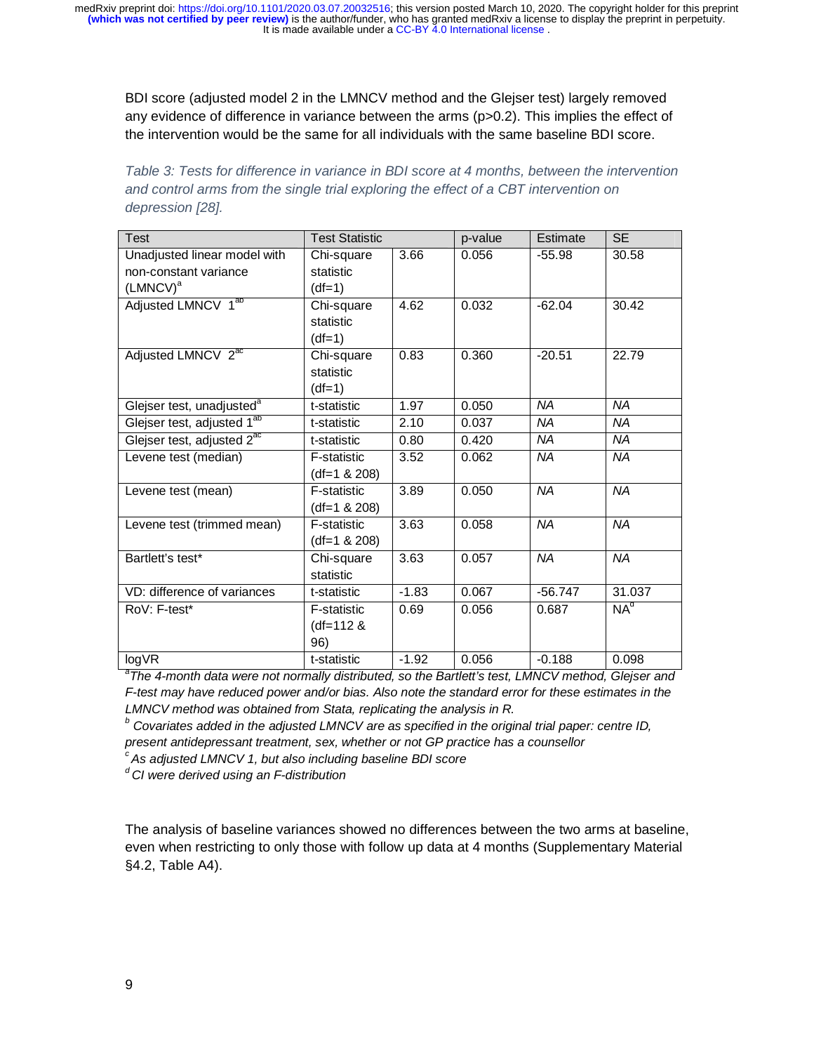BDI score (adjusted model 2 in the LMNCV method and the Glejser test) largely removed any evidence of difference in variance between the arms (p>0.2). This implies the effect of the intervention would be the same for all individuals with the same baseline BDI score.

*Table 3: Tests for difference in variance in BDI score at 4 months, between the intervention and control arms from the single trial exploring the effect of a CBT intervention on depression [28].*

| Test | Test Statistic | | p-value | Estimate | SE |
|---|---|---|---|---|---|
| Unadjusted linear model with non-constant variance (LMNCV)[a] | Chi-square statistic (df=1) | 3.66 | 0.056 | -55.98 | 30.58 |
| Adjusted LMNCV 1[ab] | Chi-square statistic (df=1) | 4.62 | 0.032 | -62.04 | 30.42 |
| Adjusted LMNCV 2[ac] | Chi-square statistic (df=1) | 0.83 | 0.360 | -20.51 | 22.79 |
| Glejser test, unadjusted[a] | t-statistic | 1.97 | 0.050 | *NA* | *NA* |
| Glejser test, adjusted 1[ab] | t-statistic | 2.10 | 0.037 | *NA* | *NA* |
| Glejser test, adjusted 2[ac] | t-statistic | 0.80 | 0.420 | *NA* | *NA* |
| Levene test (median) | F-statistic (df=1 & 208) | 3.52 | 0.062 | *NA* | *NA* |
| Levene test (mean) | F-statistic (df=1 & 208) | 3.89 | 0.050 | *NA* | *NA* |
| Levene test (trimmed mean) | F-statistic (df=1 & 208) | 3.63 | 0.058 | *NA* | *NA* |
| Bartlett's test* | Chi-square statistic | 3.63 | 0.057 | *NA* | *NA* |
| VD: difference of variances | t-statistic | -1.83 | 0.067 | -56.747 | 31.037 |
| RoV: F-test* | F-statistic (df=112 & 96) | 0.69 | 0.056 | 0.687 | NA[d] |
| logVR | t-statistic | -1.92 | 0.056 | -0.188 | 0.098 |

*[a]The 4-month data were not normally distributed, so the Bartlett's test, LMNCV method, Glejser and F-test may have reduced power and/or bias. Also note the standard error for these estimates in the LMNCV method was obtained from Stata, replicating the analysis in R.*

*[b] Covariates added in the adjusted LMNCV are as specified in the original trial paper: centre ID, present antidepressant treatment, sex, whether or not GP practice has a counsellor*

*[c] As adjusted LMNCV 1, but also including baseline BDI score*

*[d] CI were derived using an F-distribution*

The analysis of baseline variances showed no differences between the two arms at baseline, even when restricting to only those with follow up data at 4 months (Supplementary Material §4.2, Table A4).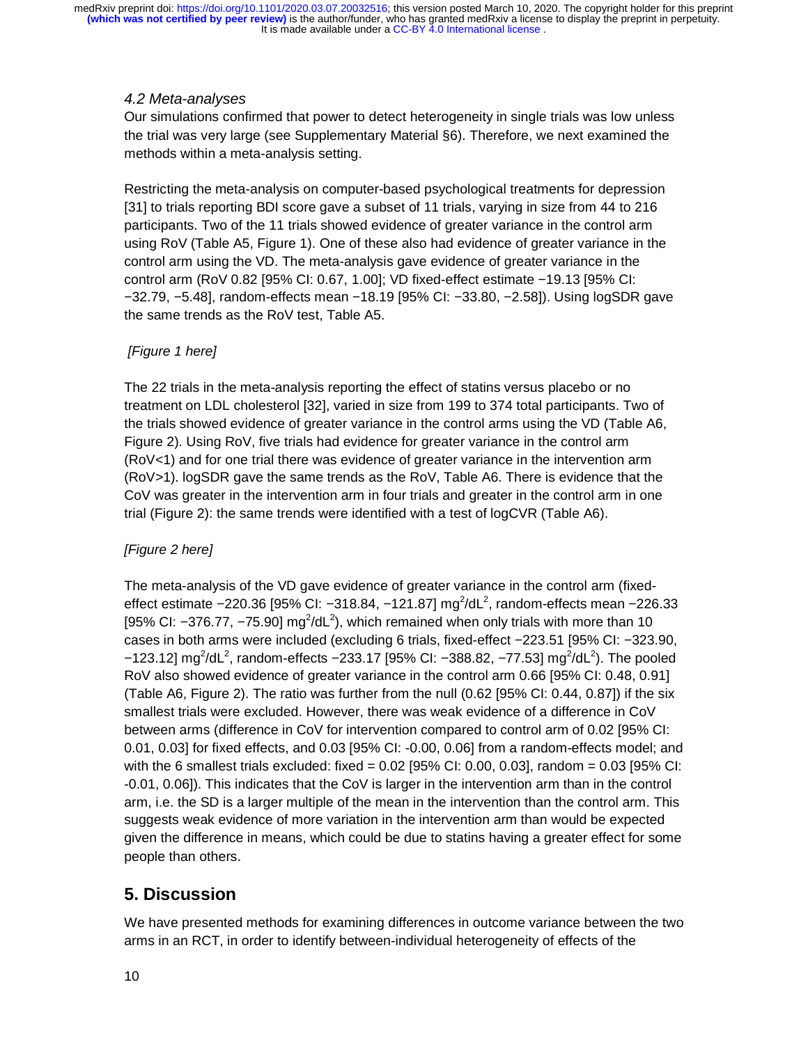*4.2 Meta-analyses*

Our simulations confirmed that power to detect heterogeneity in single trials was low unless the trial was very large (see Supplementary Material §6). Therefore, we next examined the methods within a meta-analysis setting.

Restricting the meta-analysis on computer-based psychological treatments for depression [31] to trials reporting BDI score gave a subset of 11 trials, varying in size from 44 to 216 participants. Two of the 11 trials showed evidence of greater variance in the control arm using RoV (Table A5, Figure 1). One of these also had evidence of greater variance in the control arm using the VD. The meta-analysis gave evidence of greater variance in the control arm (RoV 0.82 [95% CI: 0.67, 1.00]; VD fixed-effect estimate −19.13 [95% CI: −32.79, −5.48], random-effects mean −18.19 [95% CI: −33.80, −2.58]). Using logSDR gave the same trends as the RoV test, Table A5.

*[Figure 1 here]*

The 22 trials in the meta-analysis reporting the effect of statins versus placebo or no treatment on LDL cholesterol [32], varied in size from 199 to 374 total participants. Two of the trials showed evidence of greater variance in the control arms using the VD (Table A6, Figure 2). Using RoV, five trials had evidence for greater variance in the control arm (RoV<1) and for one trial there was evidence of greater variance in the intervention arm (RoV>1). logSDR gave the same trends as the RoV, Table A6. There is evidence that the CoV was greater in the intervention arm in four trials and greater in the control arm in one trial (Figure 2): the same trends were identified with a test of logCVR (Table A6).

*[Figure 2 here]*

The meta-analysis of the VD gave evidence of greater variance in the control arm (fixed-effect estimate −220.36 [95% CI: −318.84, −121.87] $mg^2/dL^2$, random-effects mean −226.33 [95% CI: −376.77, −75.90] $mg^2/dL^2$), which remained when only trials with more than 10 cases in both arms were included (excluding 6 trials, fixed-effect −223.51 [95% CI: −323.90, −123.12] $mg^2/dL^2$, random-effects −233.17 [95% CI: −388.82, −77.53] $mg^2/dL^2$). The pooled RoV also showed evidence of greater variance in the control arm 0.66 [95% CI: 0.48, 0.91] (Table A6, Figure 2). The ratio was further from the null (0.62 [95% CI: 0.44, 0.87]) if the six smallest trials were excluded. However, there was weak evidence of a difference in CoV between arms (difference in CoV for intervention compared to control arm of 0.02 [95% CI: 0.01, 0.03] for fixed effects, and 0.03 [95% CI: -0.00, 0.06] from a random-effects model; and with the 6 smallest trials excluded: fixed = 0.02 [95% CI: 0.00, 0.03], random = 0.03 [95% CI: -0.01, 0.06]). This indicates that the CoV is larger in the intervention arm than in the control arm, i.e. the SD is a larger multiple of the mean in the intervention than the control arm. This suggests weak evidence of more variation in the intervention arm than would be expected given the difference in means, which could be due to statins having a greater effect for some people than others.

## 5. Discussion

We have presented methods for examining differences in outcome variance between the two arms in an RCT, in order to identify between-individual heterogeneity of effects of the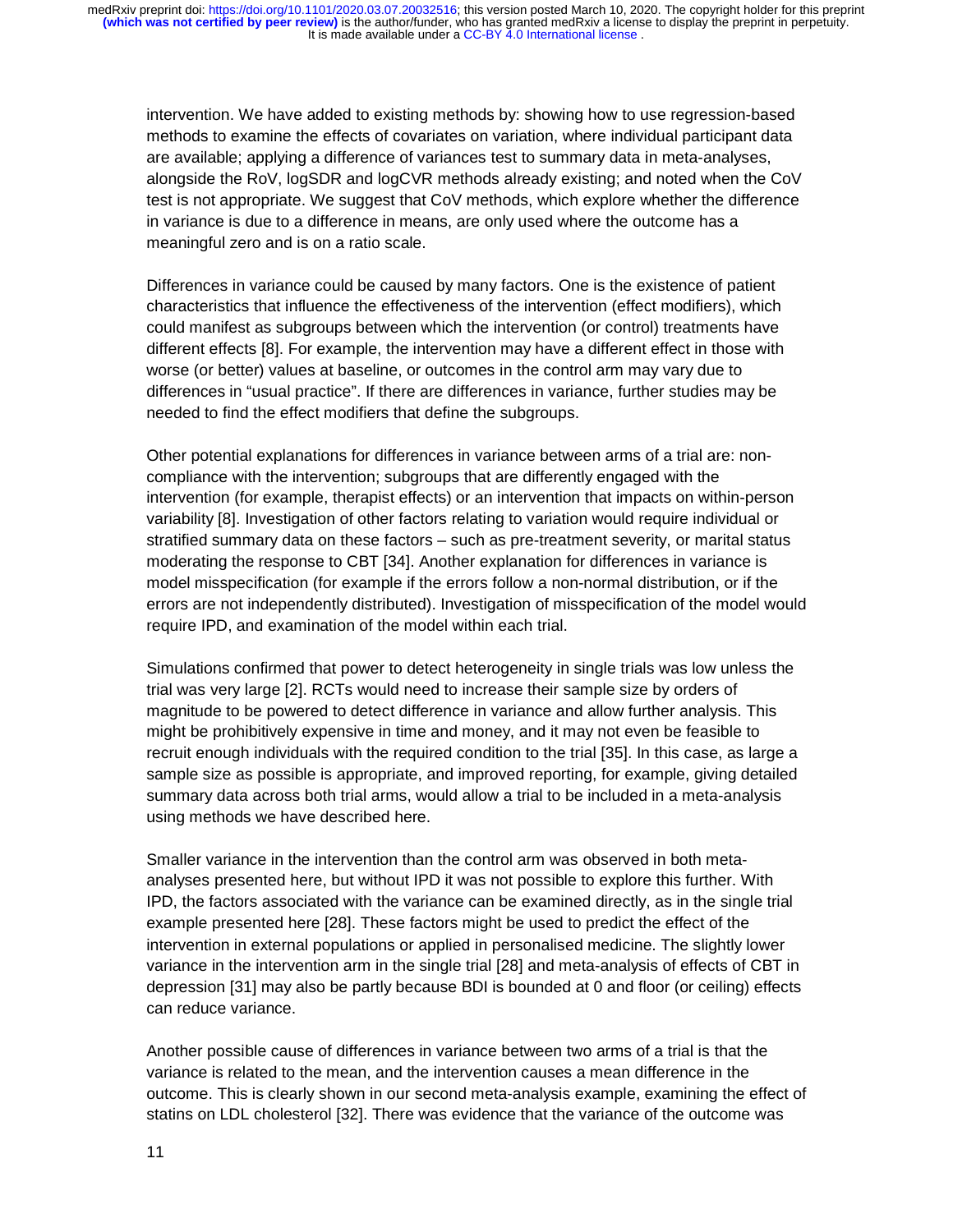intervention. We have added to existing methods by: showing how to use regression-based methods to examine the effects of covariates on variation, where individual participant data are available; applying a difference of variances test to summary data in meta-analyses, alongside the RoV, logSDR and logCVR methods already existing; and noted when the CoV test is not appropriate. We suggest that CoV methods, which explore whether the difference in variance is due to a difference in means, are only used where the outcome has a meaningful zero and is on a ratio scale.

Differences in variance could be caused by many factors. One is the existence of patient characteristics that influence the effectiveness of the intervention (effect modifiers), which could manifest as subgroups between which the intervention (or control) treatments have different effects [8]. For example, the intervention may have a different effect in those with worse (or better) values at baseline, or outcomes in the control arm may vary due to differences in "usual practice". If there are differences in variance, further studies may be needed to find the effect modifiers that define the subgroups.

Other potential explanations for differences in variance between arms of a trial are: non-compliance with the intervention; subgroups that are differently engaged with the intervention (for example, therapist effects) or an intervention that impacts on within-person variability [8]. Investigation of other factors relating to variation would require individual or stratified summary data on these factors – such as pre-treatment severity, or marital status moderating the response to CBT [34]. Another explanation for differences in variance is model misspecification (for example if the errors follow a non-normal distribution, or if the errors are not independently distributed). Investigation of misspecification of the model would require IPD, and examination of the model within each trial.

Simulations confirmed that power to detect heterogeneity in single trials was low unless the trial was very large [2]. RCTs would need to increase their sample size by orders of magnitude to be powered to detect difference in variance and allow further analysis. This might be prohibitively expensive in time and money, and it may not even be feasible to recruit enough individuals with the required condition to the trial [35]. In this case, as large a sample size as possible is appropriate, and improved reporting, for example, giving detailed summary data across both trial arms, would allow a trial to be included in a meta-analysis using methods we have described here.

Smaller variance in the intervention than the control arm was observed in both meta-analyses presented here, but without IPD it was not possible to explore this further. With IPD, the factors associated with the variance can be examined directly, as in the single trial example presented here [28]. These factors might be used to predict the effect of the intervention in external populations or applied in personalised medicine. The slightly lower variance in the intervention arm in the single trial [28] and meta-analysis of effects of CBT in depression [31] may also be partly because BDI is bounded at 0 and floor (or ceiling) effects can reduce variance.

Another possible cause of differences in variance between two arms of a trial is that the variance is related to the mean, and the intervention causes a mean difference in the outcome. This is clearly shown in our second meta-analysis example, examining the effect of statins on LDL cholesterol [32]. There was evidence that the variance of the outcome was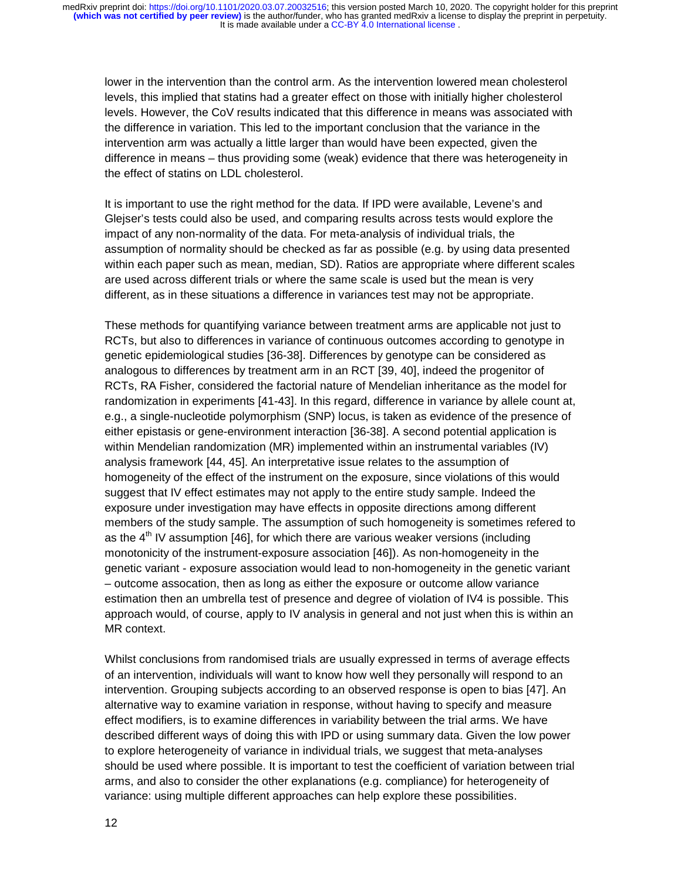lower in the intervention than the control arm. As the intervention lowered mean cholesterol levels, this implied that statins had a greater effect on those with initially higher cholesterol levels. However, the CoV results indicated that this difference in means was associated with the difference in variation. This led to the important conclusion that the variance in the intervention arm was actually a little larger than would have been expected, given the difference in means – thus providing some (weak) evidence that there was heterogeneity in the effect of statins on LDL cholesterol.

It is important to use the right method for the data. If IPD were available, Levene's and Glejser's tests could also be used, and comparing results across tests would explore the impact of any non-normality of the data. For meta-analysis of individual trials, the assumption of normality should be checked as far as possible (e.g. by using data presented within each paper such as mean, median, SD). Ratios are appropriate where different scales are used across different trials or where the same scale is used but the mean is very different, as in these situations a difference in variances test may not be appropriate.

These methods for quantifying variance between treatment arms are applicable not just to RCTs, but also to differences in variance of continuous outcomes according to genotype in genetic epidemiological studies [36-38]. Differences by genotype can be considered as analogous to differences by treatment arm in an RCT [39, 40], indeed the progenitor of RCTs, RA Fisher, considered the factorial nature of Mendelian inheritance as the model for randomization in experiments [41-43]. In this regard, difference in variance by allele count at, e.g., a single-nucleotide polymorphism (SNP) locus, is taken as evidence of the presence of either epistasis or gene-environment interaction [36-38]. A second potential application is within Mendelian randomization (MR) implemented within an instrumental variables (IV) analysis framework [44, 45]. An interpretative issue relates to the assumption of homogeneity of the effect of the instrument on the exposure, since violations of this would suggest that IV effect estimates may not apply to the entire study sample. Indeed the exposure under investigation may have effects in opposite directions among different members of the study sample. The assumption of such homogeneity is sometimes refered to as the 4$^{th}$ IV assumption [46], for which there are various weaker versions (including monotonicity of the instrument-exposure association [46]). As non-homogeneity in the genetic variant - exposure association would lead to non-homogeneity in the genetic variant – outcome assocation, then as long as either the exposure or outcome allow variance estimation then an umbrella test of presence and degree of violation of IV4 is possible. This approach would, of course, apply to IV analysis in general and not just when this is within an MR context.

Whilst conclusions from randomised trials are usually expressed in terms of average effects of an intervention, individuals will want to know how well they personally will respond to an intervention. Grouping subjects according to an observed response is open to bias [47]. An alternative way to examine variation in response, without having to specify and measure effect modifiers, is to examine differences in variability between the trial arms. We have described different ways of doing this with IPD or using summary data. Given the low power to explore heterogeneity of variance in individual trials, we suggest that meta-analyses should be used where possible. It is important to test the coefficient of variation between trial arms, and also to consider the other explanations (e.g. compliance) for heterogeneity of variance: using multiple different approaches can help explore these possibilities.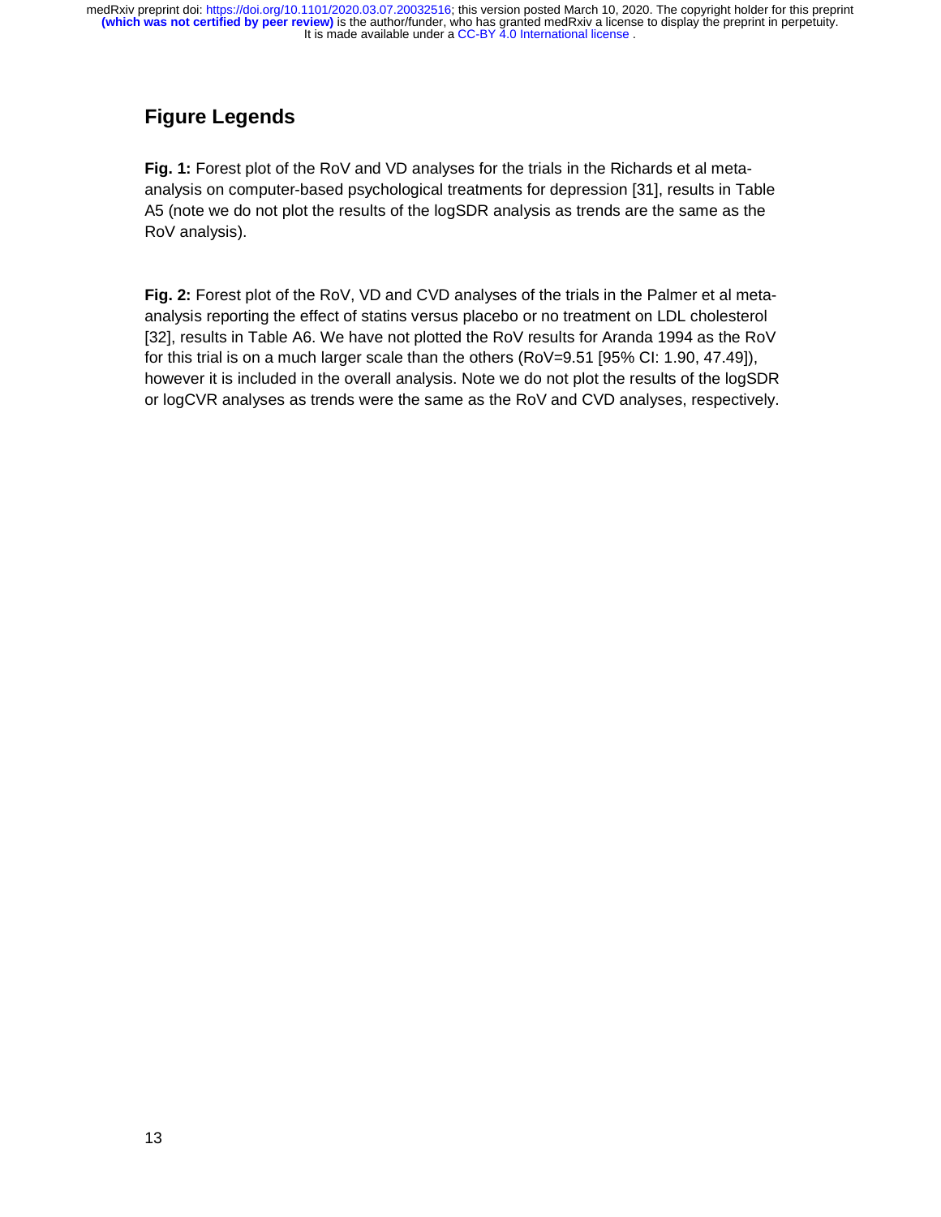## Figure Legends

**Fig. 1:** Forest plot of the RoV and VD analyses for the trials in the Richards et al meta-analysis on computer-based psychological treatments for depression [31], results in Table A5 (note we do not plot the results of the logSDR analysis as trends are the same as the RoV analysis).

**Fig. 2:** Forest plot of the RoV, VD and CVD analyses of the trials in the Palmer et al meta-analysis reporting the effect of statins versus placebo or no treatment on LDL cholesterol [32], results in Table A6. We have not plotted the RoV results for Aranda 1994 as the RoV for this trial is on a much larger scale than the others (RoV=9.51 [95% CI: 1.90, 47.49]), however it is included in the overall analysis. Note we do not plot the results of the logSDR or logCVR analyses as trends were the same as the RoV and CVD analyses, respectively.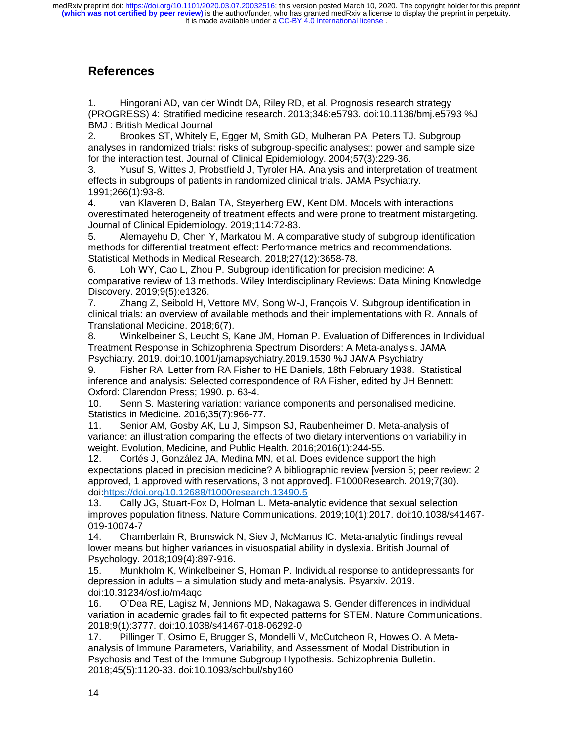## References

1. Hingorani AD, van der Windt DA, Riley RD, et al. Prognosis research strategy (PROGRESS) 4: Stratified medicine research. 2013;346:e5793. doi:10.1136/bmj.e5793 %J BMJ : British Medical Journal
2. Brookes ST, Whitely E, Egger M, Smith GD, Mulheran PA, Peters TJ. Subgroup analyses in randomized trials: risks of subgroup-specific analyses;: power and sample size for the interaction test. Journal of Clinical Epidemiology. 2004;57(3):229-36.
3. Yusuf S, Wittes J, Probstfield J, Tyroler HA. Analysis and interpretation of treatment effects in subgroups of patients in randomized clinical trials. JAMA Psychiatry. 1991;266(1):93-8.
4. van Klaveren D, Balan TA, Steyerberg EW, Kent DM. Models with interactions overestimated heterogeneity of treatment effects and were prone to treatment mistargeting. Journal of Clinical Epidemiology. 2019;114:72-83.
5. Alemayehu D, Chen Y, Markatou M. A comparative study of subgroup identification methods for differential treatment effect: Performance metrics and recommendations. Statistical Methods in Medical Research. 2018;27(12):3658-78.
6. Loh WY, Cao L, Zhou P. Subgroup identification for precision medicine: A comparative review of 13 methods. Wiley Interdisciplinary Reviews: Data Mining Knowledge Discovery. 2019;9(5):e1326.
7. Zhang Z, Seibold H, Vettore MV, Song W-J, François V. Subgroup identification in clinical trials: an overview of available methods and their implementations with R. Annals of Translational Medicine. 2018;6(7).
8. Winkelbeiner S, Leucht S, Kane JM, Homan P. Evaluation of Differences in Individual Treatment Response in Schizophrenia Spectrum Disorders: A Meta-analysis. JAMA Psychiatry. 2019. doi:10.1001/jamapsychiatry.2019.1530 %J JAMA Psychiatry
9. Fisher RA. Letter from RA Fisher to HE Daniels, 18th February 1938. Statistical inference and analysis: Selected correspondence of RA Fisher, edited by JH Bennett: Oxford: Clarendon Press; 1990. p. 63-4.
10. Senn S. Mastering variation: variance components and personalised medicine. Statistics in Medicine. 2016;35(7):966-77.
11. Senior AM, Gosby AK, Lu J, Simpson SJ, Raubenheimer D. Meta-analysis of variance: an illustration comparing the effects of two dietary interventions on variability in weight. Evolution, Medicine, and Public Health. 2016;2016(1):244-55.
12. Cortés J, González JA, Medina MN, et al. Does evidence support the high expectations placed in precision medicine? A bibliographic review [version 5; peer review: 2 approved, 1 approved with reservations, 3 not approved]. F1000Research. 2019;7(30). doi:https://doi.org/10.12688/f1000research.13490.5
13. Cally JG, Stuart-Fox D, Holman L. Meta-analytic evidence that sexual selection improves population fitness. Nature Communications. 2019;10(1):2017. doi:10.1038/s41467-019-10074-7
14. Chamberlain R, Brunswick N, Siev J, McManus IC. Meta-analytic findings reveal lower means but higher variances in visuospatial ability in dyslexia. British Journal of Psychology. 2018;109(4):897-916.
15. Munkholm K, Winkelbeiner S, Homan P. Individual response to antidepressants for depression in adults – a simulation study and meta-analysis. Psyarxiv. 2019. doi:10.31234/osf.io/m4aqc
16. O'Dea RE, Lagisz M, Jennions MD, Nakagawa S. Gender differences in individual variation in academic grades fail to fit expected patterns for STEM. Nature Communications. 2018;9(1):3777. doi:10.1038/s41467-018-06292-0
17. Pillinger T, Osimo E, Brugger S, Mondelli V, McCutcheon R, Howes O. A Meta-analysis of Immune Parameters, Variability, and Assessment of Modal Distribution in Psychosis and Test of the Immune Subgroup Hypothesis. Schizophrenia Bulletin. 2018;45(5):1120-33. doi:10.1093/schbul/sby160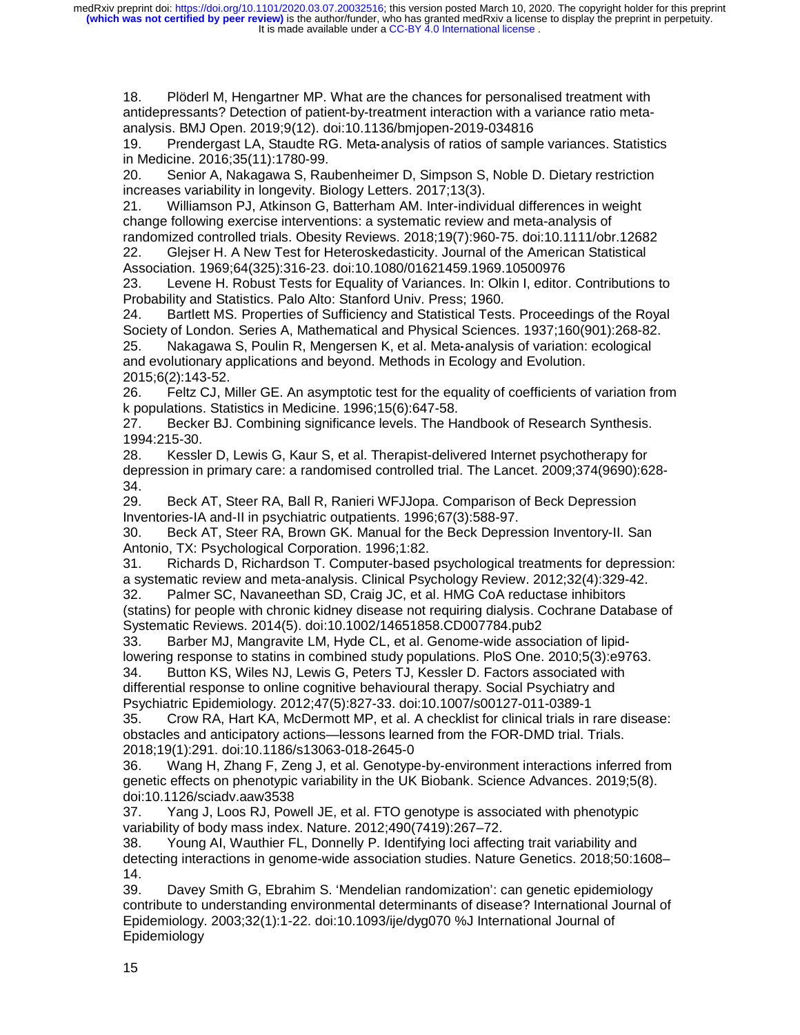18. Plöderl M, Hengartner MP. What are the chances for personalised treatment with antidepressants? Detection of patient-by-treatment interaction with a variance ratio meta-analysis. BMJ Open. 2019;9(12). doi:10.1136/bmjopen-2019-034816
19. Prendergast LA, Staudte RG. Meta‐analysis of ratios of sample variances. Statistics in Medicine. 2016;35(11):1780-99.
20. Senior A, Nakagawa S, Raubenheimer D, Simpson S, Noble D. Dietary restriction increases variability in longevity. Biology Letters. 2017;13(3).
21. Williamson PJ, Atkinson G, Batterham AM. Inter-individual differences in weight change following exercise interventions: a systematic review and meta-analysis of randomized controlled trials. Obesity Reviews. 2018;19(7):960-75. doi:10.1111/obr.12682
22. Glejser H. A New Test for Heteroskedasticity. Journal of the American Statistical Association. 1969;64(325):316-23. doi:10.1080/01621459.1969.10500976
23. Levene H. Robust Tests for Equality of Variances. In: Olkin I, editor. Contributions to Probability and Statistics. Palo Alto: Stanford Univ. Press; 1960.
24. Bartlett MS. Properties of Sufficiency and Statistical Tests. Proceedings of the Royal Society of London. Series A, Mathematical and Physical Sciences. 1937;160(901):268-82.
25. Nakagawa S, Poulin R, Mengersen K, et al. Meta‐analysis of variation: ecological and evolutionary applications and beyond. Methods in Ecology and Evolution. 2015;6(2):143-52.
26. Feltz CJ, Miller GE. An asymptotic test for the equality of coefficients of variation from k populations. Statistics in Medicine. 1996;15(6):647-58.
27. Becker BJ. Combining significance levels. The Handbook of Research Synthesis. 1994:215-30.
28. Kessler D, Lewis G, Kaur S, et al. Therapist-delivered Internet psychotherapy for depression in primary care: a randomised controlled trial. The Lancet. 2009;374(9690):628-34.
29. Beck AT, Steer RA, Ball R, Ranieri WFJJopa. Comparison of Beck Depression Inventories-IA and-II in psychiatric outpatients. 1996;67(3):588-97.
30. Beck AT, Steer RA, Brown GK. Manual for the Beck Depression Inventory-II. San Antonio, TX: Psychological Corporation. 1996;1:82.
31. Richards D, Richardson T. Computer-based psychological treatments for depression: a systematic review and meta-analysis. Clinical Psychology Review. 2012;32(4):329-42.
32. Palmer SC, Navaneethan SD, Craig JC, et al. HMG CoA reductase inhibitors (statins) for people with chronic kidney disease not requiring dialysis. Cochrane Database of Systematic Reviews. 2014(5). doi:10.1002/14651858.CD007784.pub2
33. Barber MJ, Mangravite LM, Hyde CL, et al. Genome-wide association of lipid-lowering response to statins in combined study populations. PloS One. 2010;5(3):e9763.
34. Button KS, Wiles NJ, Lewis G, Peters TJ, Kessler D. Factors associated with differential response to online cognitive behavioural therapy. Social Psychiatry and Psychiatric Epidemiology. 2012;47(5):827-33. doi:10.1007/s00127-011-0389-1
35. Crow RA, Hart KA, McDermott MP, et al. A checklist for clinical trials in rare disease: obstacles and anticipatory actions—lessons learned from the FOR-DMD trial. Trials. 2018;19(1):291. doi:10.1186/s13063-018-2645-0
36. Wang H, Zhang F, Zeng J, et al. Genotype-by-environment interactions inferred from genetic effects on phenotypic variability in the UK Biobank. Science Advances. 2019;5(8). doi:10.1126/sciadv.aaw3538
37. Yang J, Loos RJ, Powell JE, et al. FTO genotype is associated with phenotypic variability of body mass index. Nature. 2012;490(7419):267–72.
38. Young AI, Wauthier FL, Donnelly P. Identifying loci affecting trait variability and detecting interactions in genome-wide association studies. Nature Genetics. 2018;50:1608–14.
39. Davey Smith G, Ebrahim S. 'Mendelian randomization': can genetic epidemiology contribute to understanding environmental determinants of disease? International Journal of Epidemiology. 2003;32(1):1-22. doi:10.1093/ije/dyg070 %J International Journal of Epidemiology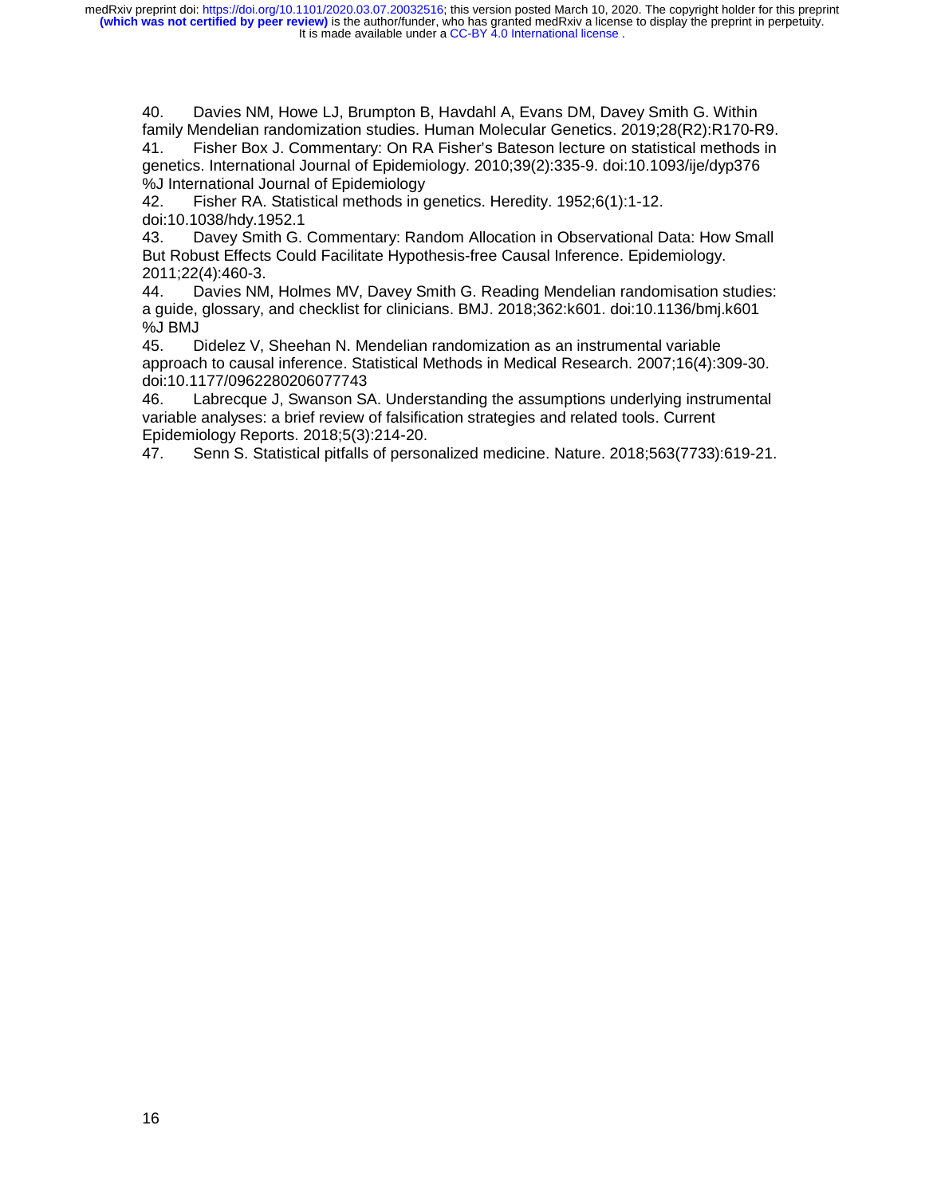40. Davies NM, Howe LJ, Brumpton B, Havdahl A, Evans DM, Davey Smith G. Within family Mendelian randomization studies. Human Molecular Genetics. 2019;28(R2):R170-R9.

41. Fisher Box J. Commentary: On RA Fisher's Bateson lecture on statistical methods in genetics. International Journal of Epidemiology. 2010;39(2):335-9. doi:10.1093/ije/dyp376 %J International Journal of Epidemiology

42. Fisher RA. Statistical methods in genetics. Heredity. 1952;6(1):1-12. doi:10.1038/hdy.1952.1

43. Davey Smith G. Commentary: Random Allocation in Observational Data: How Small But Robust Effects Could Facilitate Hypothesis-free Causal Inference. Epidemiology. 2011;22(4):460-3.

44. Davies NM, Holmes MV, Davey Smith G. Reading Mendelian randomisation studies: a guide, glossary, and checklist for clinicians. BMJ. 2018;362:k601. doi:10.1136/bmj.k601 %J BMJ

45. Didelez V, Sheehan N. Mendelian randomization as an instrumental variable approach to causal inference. Statistical Methods in Medical Research. 2007;16(4):309-30. doi:10.1177/0962280206077743

46. Labrecque J, Swanson SA. Understanding the assumptions underlying instrumental variable analyses: a brief review of falsification strategies and related tools. Current Epidemiology Reports. 2018;5(3):214-20.

47. Senn S. Statistical pitfalls of personalized medicine. Nature. 2018;563(7733):619-21.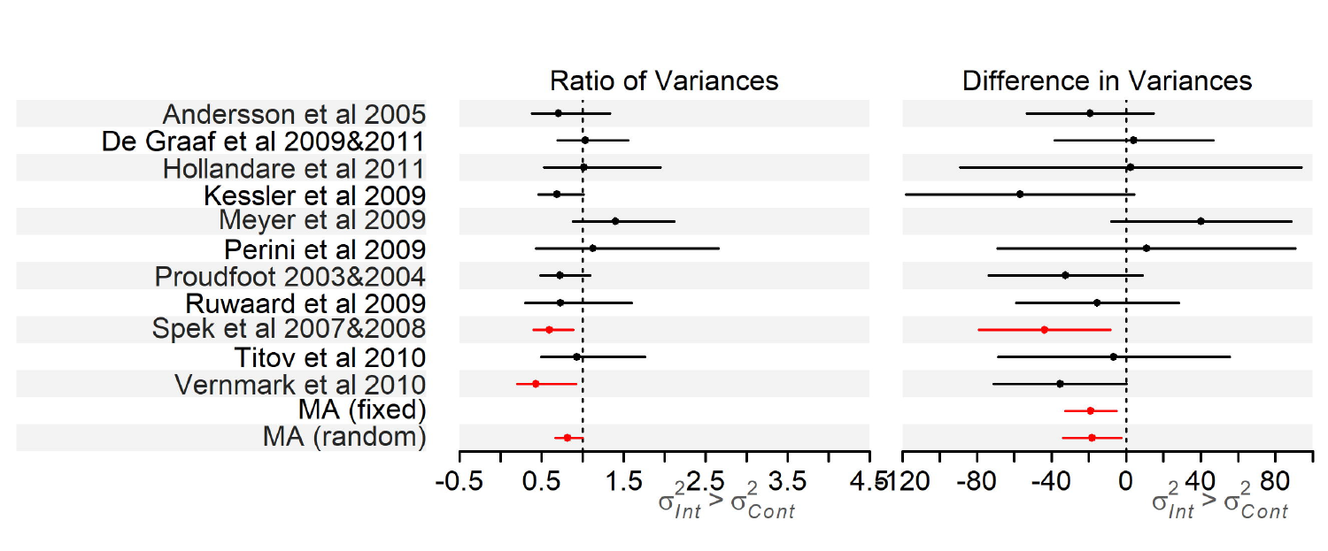Ratio of Variances

Difference in Variances

Andersson et al 2005

De Graaf et al 2009&2011

Hollandare et al 2011

Kessler et al 2009

Meyer et al 2009

Perini et al 2009

Proudfoot 2003&2004

Ruwaard et al 2009

Spek et al 2007&2008

Titov et al 2010

Vernmark et al 2010

MA (fixed)

MA (random)

-0.5 0.5 1.5 2.5 3.5 4.5

-120 -80 -40 0 40 80

$\sigma^2_{Int} > \sigma^2_{Cont}$

$\sigma^2_{Int} > \sigma^2_{Cont}$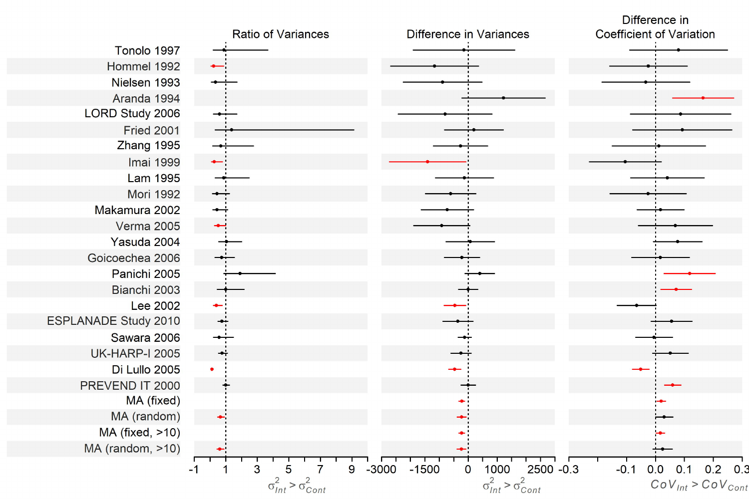Ratio of Variances

Difference in Variances

Difference in Coefficient of Variation

Tonolo 1997
Hommel 1992
Nielsen 1993
Aranda 1994
LORD Study 2006
Fried 2001
Zhang 1995
Imai 1999
Lam 1995
Mori 1992
Makamura 2002
Verma 2005
Yasuda 2004
Goicoechea 2006
Panichi 2005
Bianchi 2003
Lee 2002
ESPLANADE Study 2010
Sawara 2006
UK-HARP-I 2005
Di Lullo 2005
PREVEND IT 2000
MA (fixed)
MA (random)
MA (fixed, >10)
MA (random, >10)

-1 1 3 5 7 9

$\sigma^2_{Int} > \sigma^2_{Cont}$

-3000 -1500 0 1000 2500

$\sigma^2_{Int} > \sigma^2_{Cont}$

-0.3 -0.1 0.0 0.1 0.2 0.3

$CoV_{Int} > CoV_{Cont}$